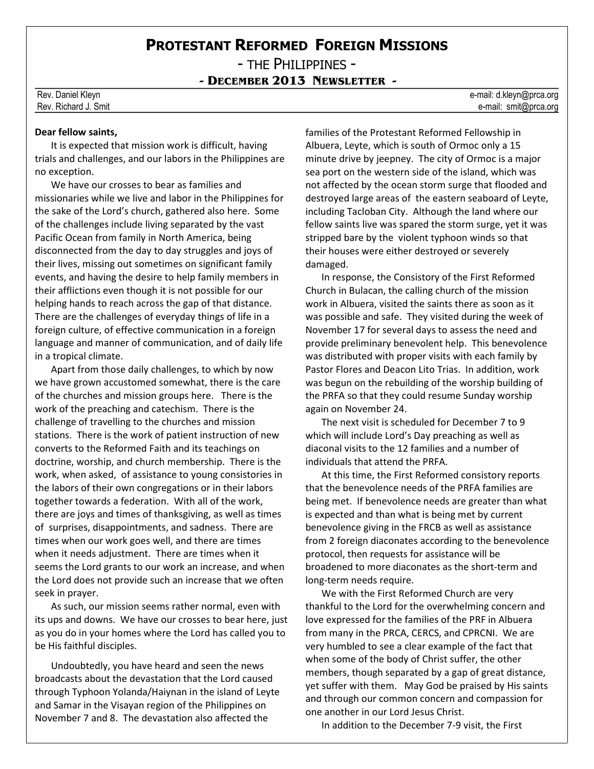# Protestant Reformed Foreign Missions

## - The Philippines -

### - December 2013 Newsletter -

Rev. Daniel Kleyn — e-mail: d.kleyn@prca.org
Rev. Richard J. Smit — e-mail: smit@prca.org

**Dear fellow saints,**

It is expected that mission work is difficult, having trials and challenges, and our labors in the Philippines are no exception.

We have our crosses to bear as families and missionaries while we live and labor in the Philippines for the sake of the Lord's church, gathered also here. Some of the challenges include living separated by the vast Pacific Ocean from family in North America, being disconnected from the day to day struggles and joys of their lives, missing out sometimes on significant family events, and having the desire to help family members in their afflictions even though it is not possible for our helping hands to reach across the gap of that distance. There are the challenges of everyday things of life in a foreign culture, of effective communication in a foreign language and manner of communication, and of daily life in a tropical climate.

Apart from those daily challenges, to which by now we have grown accustomed somewhat, there is the care of the churches and mission groups here. There is the work of the preaching and catechism. There is the challenge of travelling to the churches and mission stations. There is the work of patient instruction of new converts to the Reformed Faith and its teachings on doctrine, worship, and church membership. There is the work, when asked, of assistance to young consistories in the labors of their own congregations or in their labors together towards a federation. With all of the work, there are joys and times of thanksgiving, as well as times of surprises, disappointments, and sadness. There are times when our work goes well, and there are times when it needs adjustment. There are times when it seems the Lord grants to our work an increase, and when the Lord does not provide such an increase that we often seek in prayer.

As such, our mission seems rather normal, even with its ups and downs. We have our crosses to bear here, just as you do in your homes where the Lord has called you to be His faithful disciples.

Undoubtedly, you have heard and seen the news broadcasts about the devastation that the Lord caused through Typhoon Yolanda/Haiynan in the island of Leyte and Samar in the Visayan region of the Philippines on November 7 and 8. The devastation also affected the families of the Protestant Reformed Fellowship in Albuera, Leyte, which is south of Ormoc only a 15 minute drive by jeepney. The city of Ormoc is a major sea port on the western side of the island, which was not affected by the ocean storm surge that flooded and destroyed large areas of the eastern seaboard of Leyte, including Tacloban City. Although the land where our fellow saints live was spared the storm surge, yet it was stripped bare by the violent typhoon winds so that their houses were either destroyed or severely damaged.

In response, the Consistory of the First Reformed Church in Bulacan, the calling church of the mission work in Albuera, visited the saints there as soon as it was possible and safe. They visited during the week of November 17 for several days to assess the need and provide preliminary benevolent help. This benevolence was distributed with proper visits with each family by Pastor Flores and Deacon Lito Trias. In addition, work was begun on the rebuilding of the worship building of the PRFA so that they could resume Sunday worship again on November 24.

The next visit is scheduled for December 7 to 9 which will include Lord's Day preaching as well as diaconal visits to the 12 families and a number of individuals that attend the PRFA.

At this time, the First Reformed consistory reports that the benevolence needs of the PRFA families are being met. If benevolence needs are greater than what is expected and than what is being met by current benevolence giving in the FRCB as well as assistance from 2 foreign diaconates according to the benevolence protocol, then requests for assistance will be broadened to more diaconates as the short-term and long-term needs require.

We with the First Reformed Church are very thankful to the Lord for the overwhelming concern and love expressed for the families of the PRF in Albuera from many in the PRCA, CERCS, and CPRCNI. We are very humbled to see a clear example of the fact that when some of the body of Christ suffer, the other members, though separated by a gap of great distance, yet suffer with them. May God be praised by His saints and through our common concern and compassion for one another in our Lord Jesus Christ.

In addition to the December 7-9 visit, the First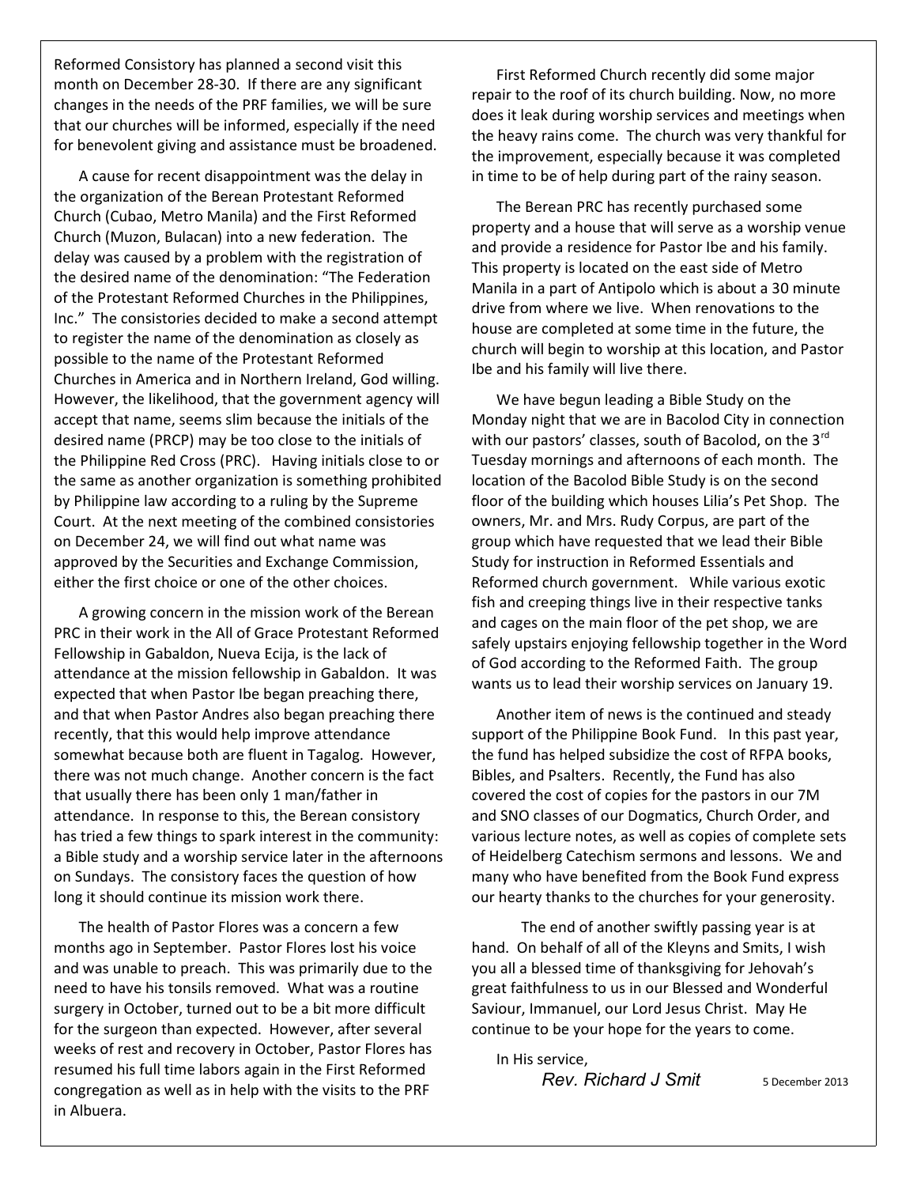Reformed Consistory has planned a second visit this month on December 28-30. If there are any significant changes in the needs of the PRF families, we will be sure that our churches will be informed, especially if the need for benevolent giving and assistance must be broadened.

A cause for recent disappointment was the delay in the organization of the Berean Protestant Reformed Church (Cubao, Metro Manila) and the First Reformed Church (Muzon, Bulacan) into a new federation. The delay was caused by a problem with the registration of the desired name of the denomination: "The Federation of the Protestant Reformed Churches in the Philippines, Inc." The consistories decided to make a second attempt to register the name of the denomination as closely as possible to the name of the Protestant Reformed Churches in America and in Northern Ireland, God willing. However, the likelihood, that the government agency will accept that name, seems slim because the initials of the desired name (PRCP) may be too close to the initials of the Philippine Red Cross (PRC). Having initials close to or the same as another organization is something prohibited by Philippine law according to a ruling by the Supreme Court. At the next meeting of the combined consistories on December 24, we will find out what name was approved by the Securities and Exchange Commission, either the first choice or one of the other choices.

A growing concern in the mission work of the Berean PRC in their work in the All of Grace Protestant Reformed Fellowship in Gabaldon, Nueva Ecija, is the lack of attendance at the mission fellowship in Gabaldon. It was expected that when Pastor Ibe began preaching there, and that when Pastor Andres also began preaching there recently, that this would help improve attendance somewhat because both are fluent in Tagalog. However, there was not much change. Another concern is the fact that usually there has been only 1 man/father in attendance. In response to this, the Berean consistory has tried a few things to spark interest in the community: a Bible study and a worship service later in the afternoons on Sundays. The consistory faces the question of how long it should continue its mission work there.

The health of Pastor Flores was a concern a few months ago in September. Pastor Flores lost his voice and was unable to preach. This was primarily due to the need to have his tonsils removed. What was a routine surgery in October, turned out to be a bit more difficult for the surgeon than expected. However, after several weeks of rest and recovery in October, Pastor Flores has resumed his full time labors again in the First Reformed congregation as well as in help with the visits to the PRF in Albuera.

First Reformed Church recently did some major repair to the roof of its church building. Now, no more does it leak during worship services and meetings when the heavy rains come. The church was very thankful for the improvement, especially because it was completed in time to be of help during part of the rainy season.

The Berean PRC has recently purchased some property and a house that will serve as a worship venue and provide a residence for Pastor Ibe and his family. This property is located on the east side of Metro Manila in a part of Antipolo which is about a 30 minute drive from where we live. When renovations to the house are completed at some time in the future, the church will begin to worship at this location, and Pastor Ibe and his family will live there.

We have begun leading a Bible Study on the Monday night that we are in Bacolod City in connection with our pastors' classes, south of Bacolod, on the 3rd Tuesday mornings and afternoons of each month. The location of the Bacolod Bible Study is on the second floor of the building which houses Lilia's Pet Shop. The owners, Mr. and Mrs. Rudy Corpus, are part of the group which have requested that we lead their Bible Study for instruction in Reformed Essentials and Reformed church government. While various exotic fish and creeping things live in their respective tanks and cages on the main floor of the pet shop, we are safely upstairs enjoying fellowship together in the Word of God according to the Reformed Faith. The group wants us to lead their worship services on January 19.

Another item of news is the continued and steady support of the Philippine Book Fund. In this past year, the fund has helped subsidize the cost of RFPA books, Bibles, and Psalters. Recently, the Fund has also covered the cost of copies for the pastors in our 7M and SNO classes of our Dogmatics, Church Order, and various lecture notes, as well as copies of complete sets of Heidelberg Catechism sermons and lessons. We and many who have benefited from the Book Fund express our hearty thanks to the churches for your generosity.

The end of another swiftly passing year is at hand. On behalf of all of the Kleyns and Smits, I wish you all a blessed time of thanksgiving for Jehovah's great faithfulness to us in our Blessed and Wonderful Saviour, Immanuel, our Lord Jesus Christ. May He continue to be your hope for the years to come.

In His service,

*Rev. Richard J Smit*

5 December 2013